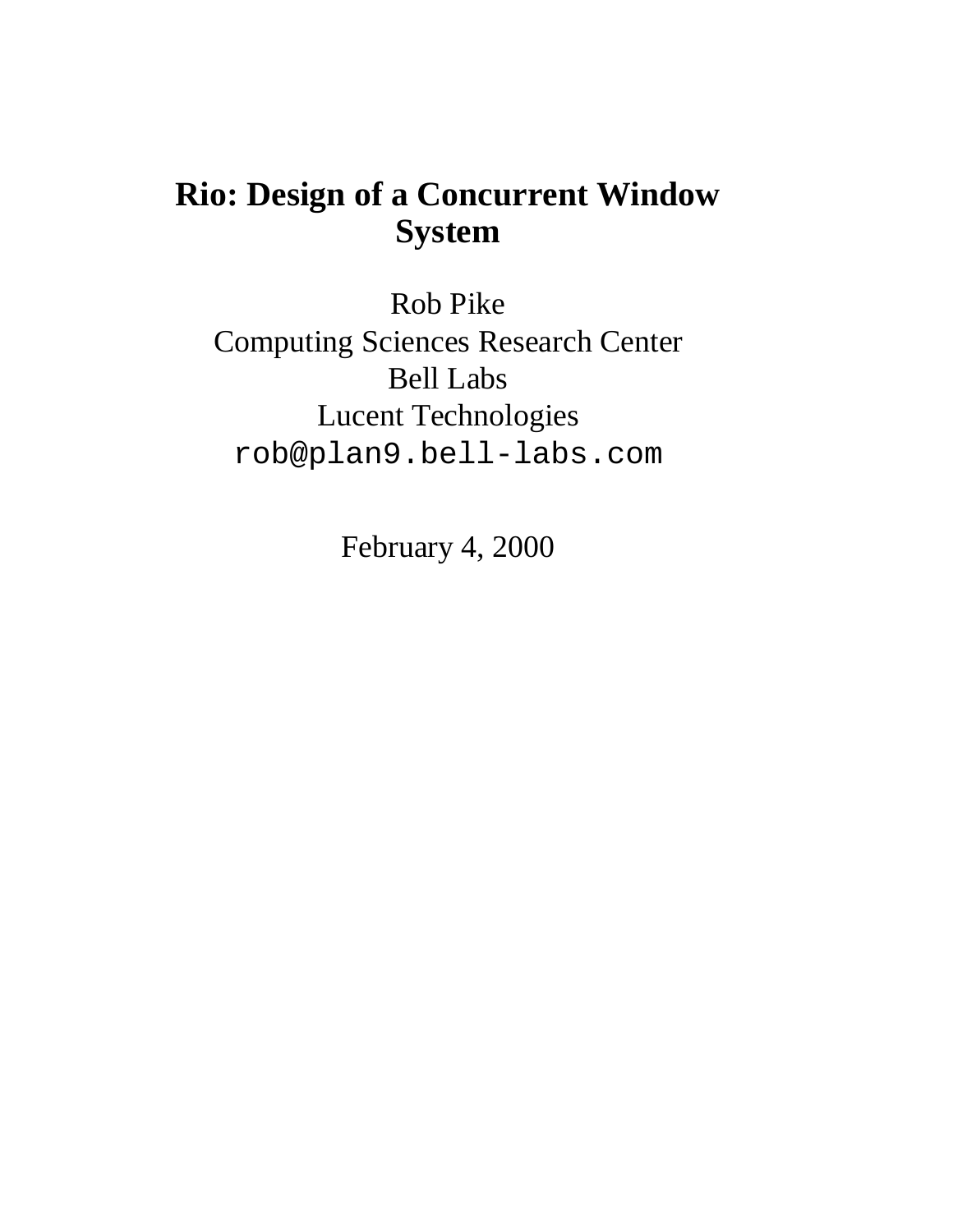# Rio: Design of a Concurrent Window System

Rob Pike
Computing Sciences Research Center
Bell Labs
Lucent Technologies
`rob@plan9.bell-labs.com`

February 4, 2000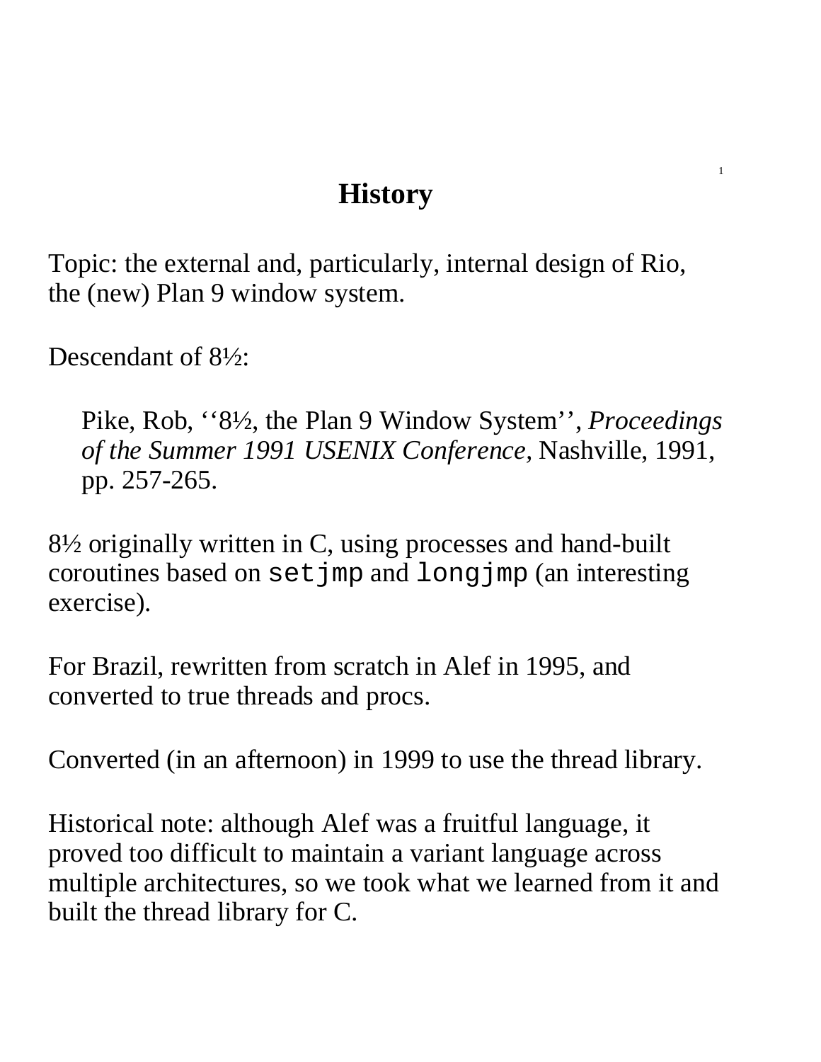# History

Topic: the external and, particularly, internal design of Rio, the (new) Plan 9 window system.

Descendant of 8½:

> Pike, Rob, ‘‘8½, the Plan 9 Window System’’, *Proceedings of the Summer 1991 USENIX Conference,* Nashville, 1991, pp. 257-265.

8½ originally written in C, using processes and hand-built coroutines based on `setjmp` and `longjmp` (an interesting exercise).

For Brazil, rewritten from scratch in Alef in 1995, and converted to true threads and procs.

Converted (in an afternoon) in 1999 to use the thread library.

Historical note: although Alef was a fruitful language, it proved too difficult to maintain a variant language across multiple architectures, so we took what we learned from it and built the thread library for C.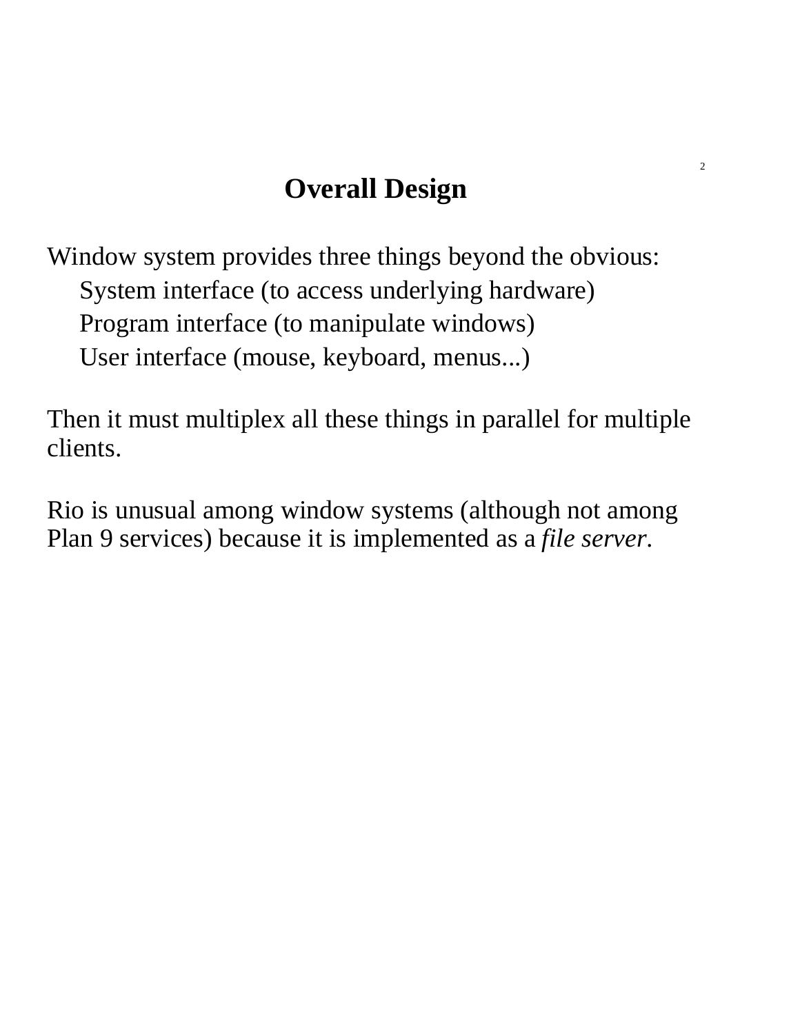## Overall Design

Window system provides three things beyond the obvious:

- System interface (to access underlying hardware)
- Program interface (to manipulate windows)
- User interface (mouse, keyboard, menus...)

Then it must multiplex all these things in parallel for multiple clients.

Rio is unusual among window systems (although not among Plan 9 services) because it is implemented as a *file server*.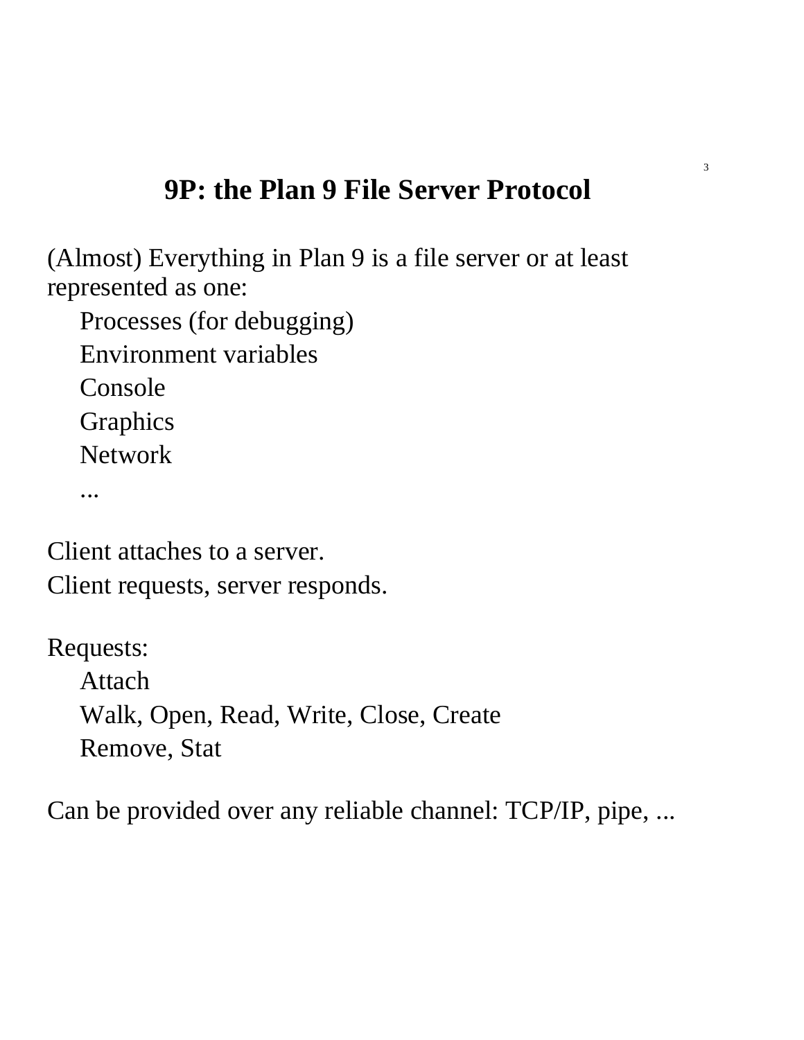# 9P: the Plan 9 File Server Protocol

(Almost) Everything in Plan 9 is a file server or at least represented as one:

- Processes (for debugging)
- Environment variables
- Console
- Graphics
- Network
- ...

Client attaches to a server.
Client requests, server responds.

Requests:

- Attach
- Walk, Open, Read, Write, Close, Create
- Remove, Stat

Can be provided over any reliable channel: TCP/IP, pipe, ...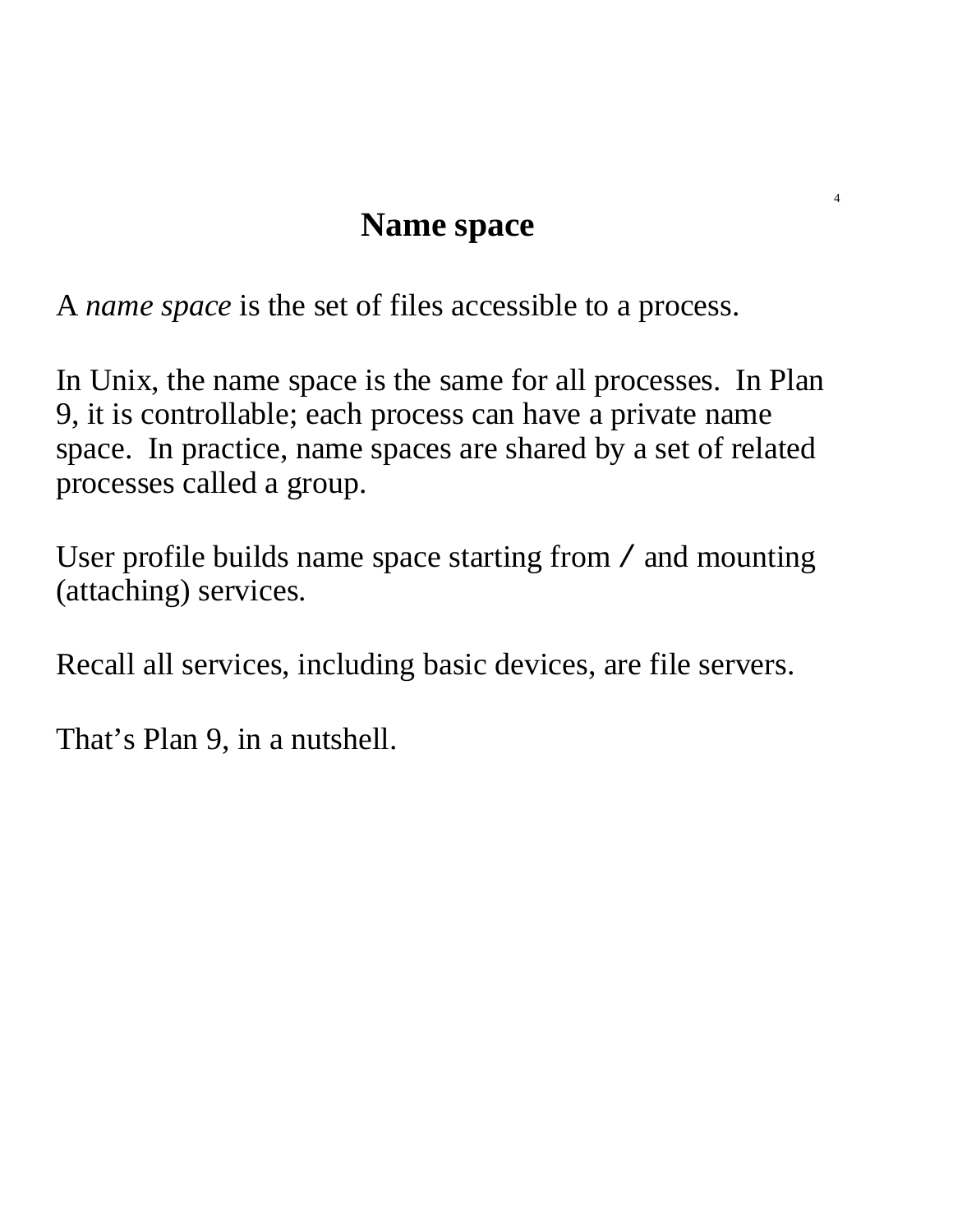# Name space

A *name space* is the set of files accessible to a process.

In Unix, the name space is the same for all processes. In Plan 9, it is controllable; each process can have a private name space. In practice, name spaces are shared by a set of related processes called a group.

User profile builds name space starting from / and mounting (attaching) services.

Recall all services, including basic devices, are file servers.

That's Plan 9, in a nutshell.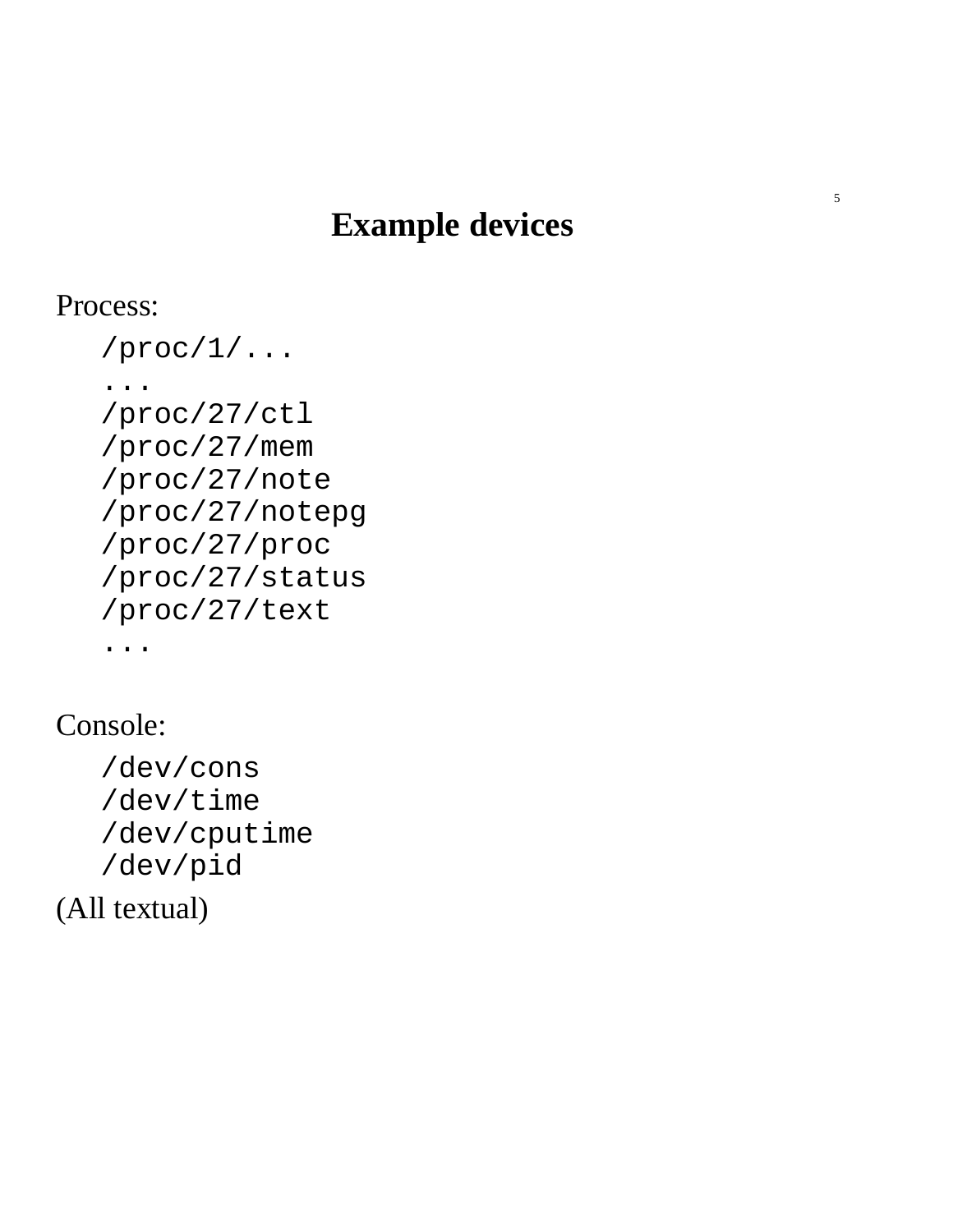# Example devices

Process:

```
/proc/1/...
...
/proc/27/ctl
/proc/27/mem
/proc/27/note
/proc/27/notepg
/proc/27/proc
/proc/27/status
/proc/27/text
...
```

Console:

```
/dev/cons
/dev/time
/dev/cputime
/dev/pid
```

(All textual)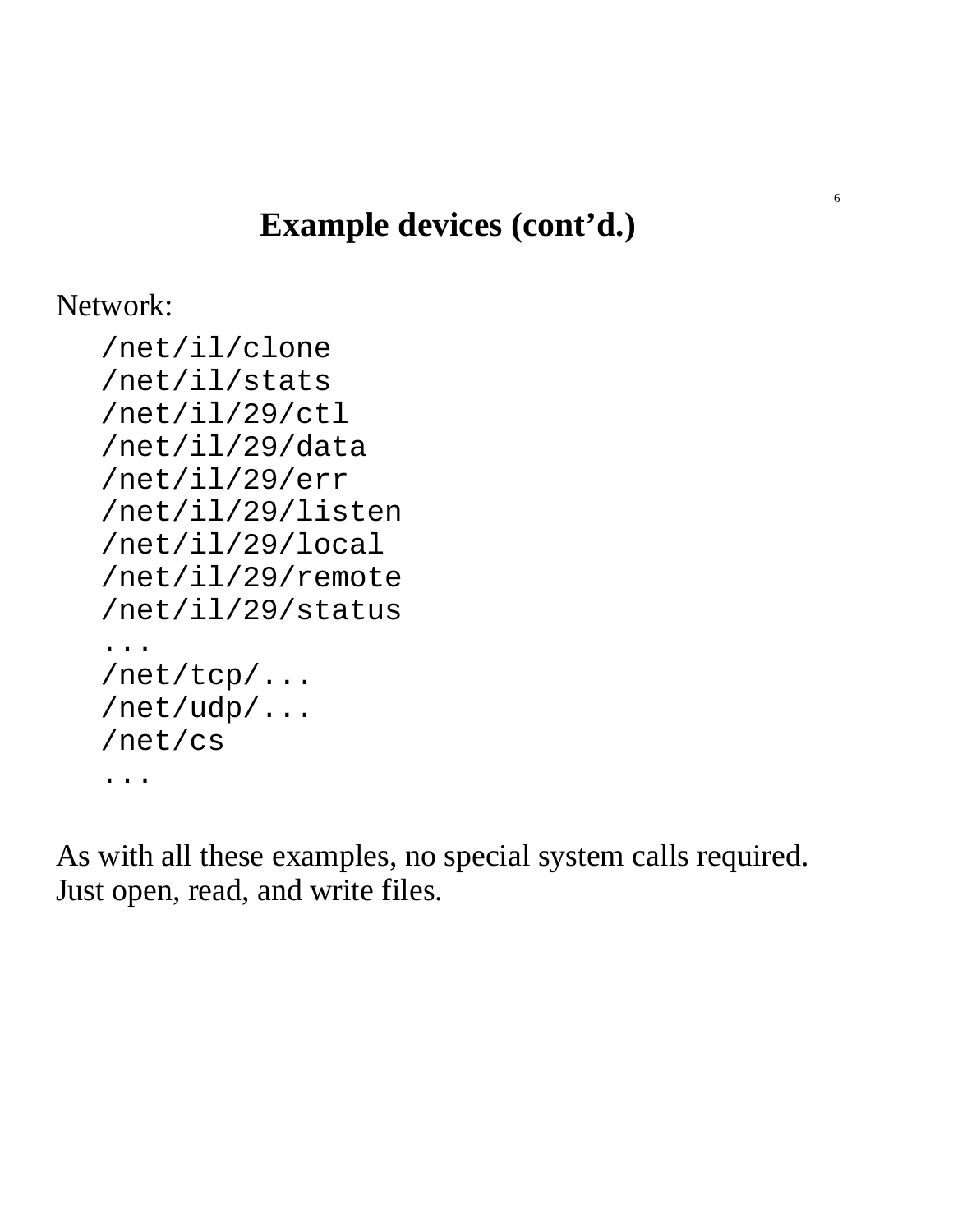## Example devices (cont'd.)

Network:

```
/net/il/clone
/net/il/stats
/net/il/29/ctl
/net/il/29/data
/net/il/29/err
/net/il/29/listen
/net/il/29/local
/net/il/29/remote
/net/il/29/status
...
/net/tcp/...
/net/udp/...
/net/cs
...
```

As with all these examples, no special system calls required. Just open, read, and write files.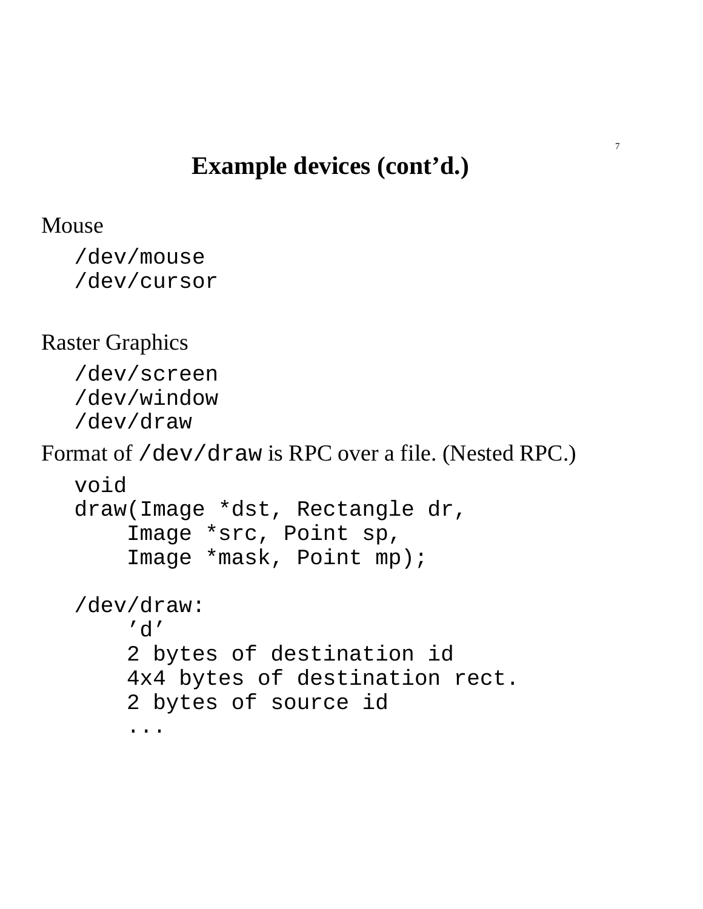## Example devices (cont'd.)

Mouse

```
/dev/mouse
/dev/cursor
```

Raster Graphics

```
/dev/screen
/dev/window
/dev/draw
```

Format of `/dev/draw` is RPC over a file. (Nested RPC.)

```
void
draw(Image *dst, Rectangle dr,
    Image *src, Point sp,
    Image *mask, Point mp);

/dev/draw:
    'd'
    2 bytes of destination id
    4x4 bytes of destination rect.
    2 bytes of source id
    ...
```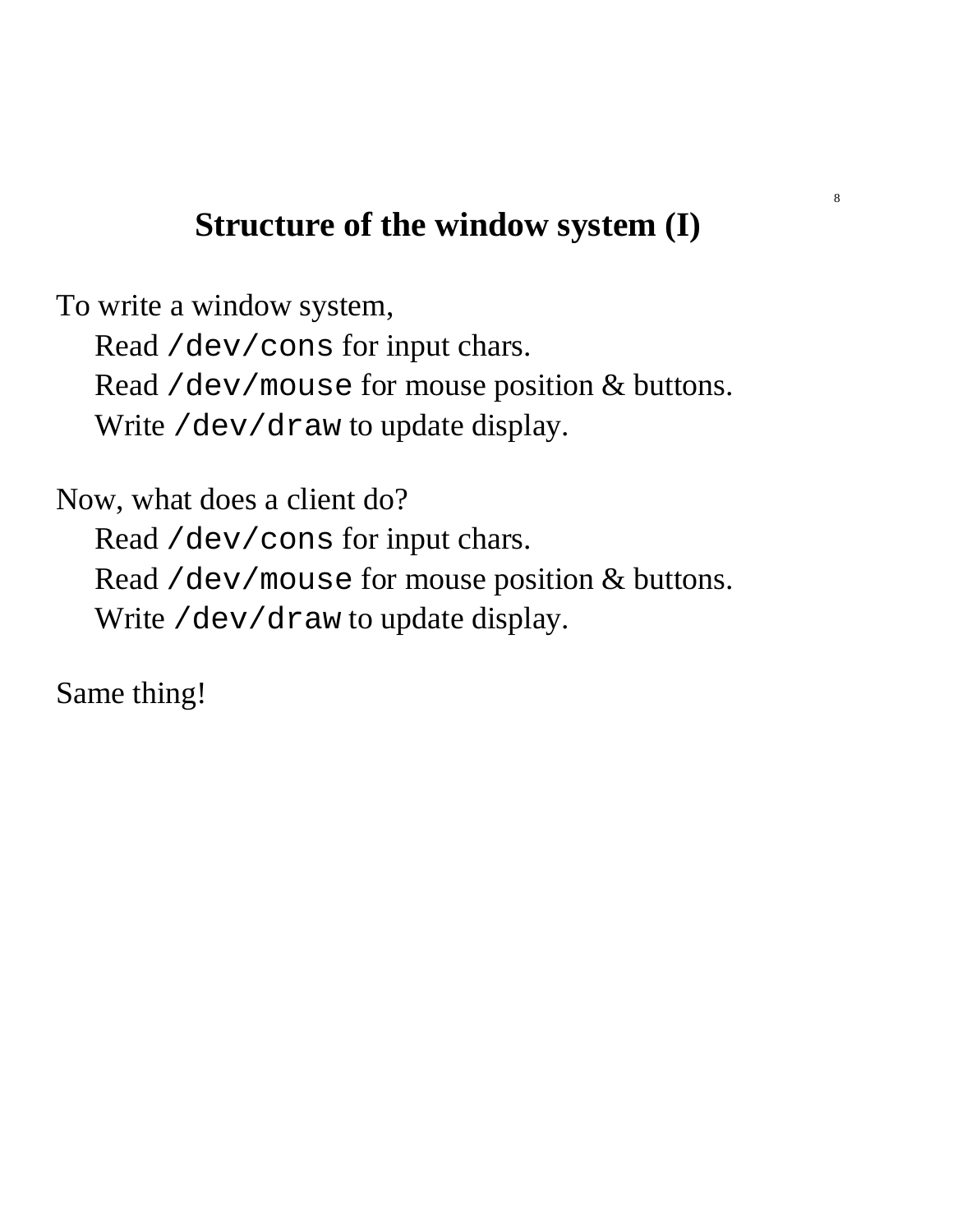# Structure of the window system (I)

To write a window system,

- Read `/dev/cons` for input chars.
- Read `/dev/mouse` for mouse position & buttons.
- Write `/dev/draw` to update display.

Now, what does a client do?

- Read `/dev/cons` for input chars.
- Read `/dev/mouse` for mouse position & buttons.
- Write `/dev/draw` to update display.

Same thing!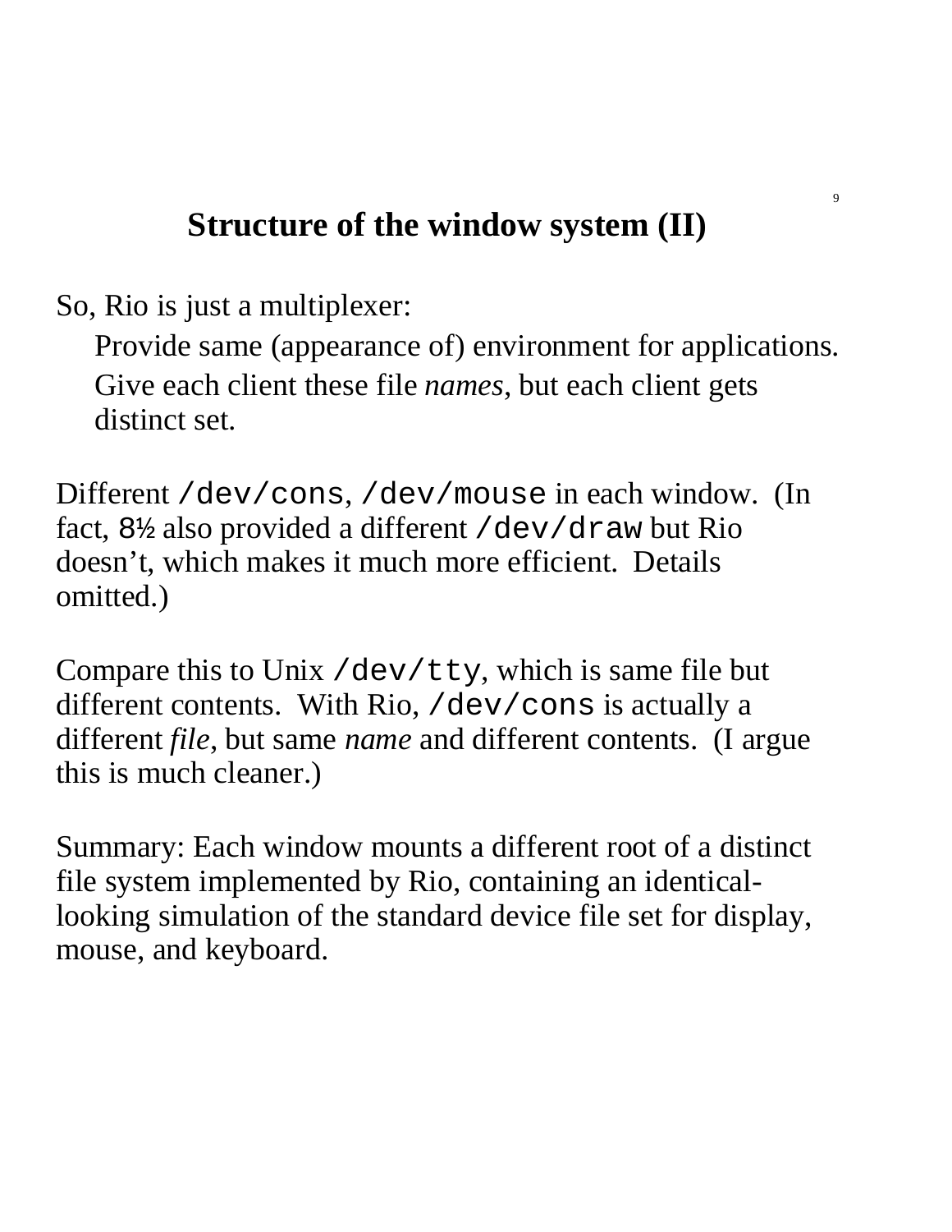# Structure of the window system (II)

So, Rio is just a multiplexer:

- Provide same (appearance of) environment for applications.
- Give each client these file *names*, but each client gets distinct set.

Different `/dev/cons`, `/dev/mouse` in each window. (In fact, `8½` also provided a different `/dev/draw` but Rio doesn't, which makes it much more efficient. Details omitted.)

Compare this to Unix `/dev/tty`, which is same file but different contents. With Rio, `/dev/cons` is actually a different *file*, but same *name* and different contents. (I argue this is much cleaner.)

Summary: Each window mounts a different root of a distinct file system implemented by Rio, containing an identical-looking simulation of the standard device file set for display, mouse, and keyboard.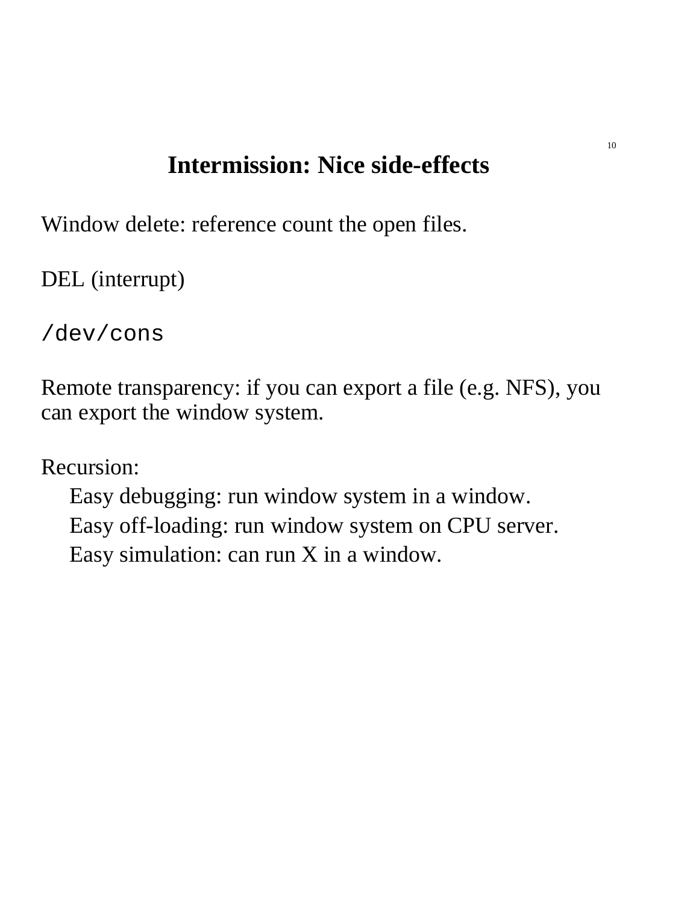## Intermission: Nice side-effects

Window delete: reference count the open files.

DEL (interrupt)

`/dev/cons`

Remote transparency: if you can export a file (e.g. NFS), you can export the window system.

Recursion:

- Easy debugging: run window system in a window.
- Easy off-loading: run window system on CPU server.
- Easy simulation: can run X in a window.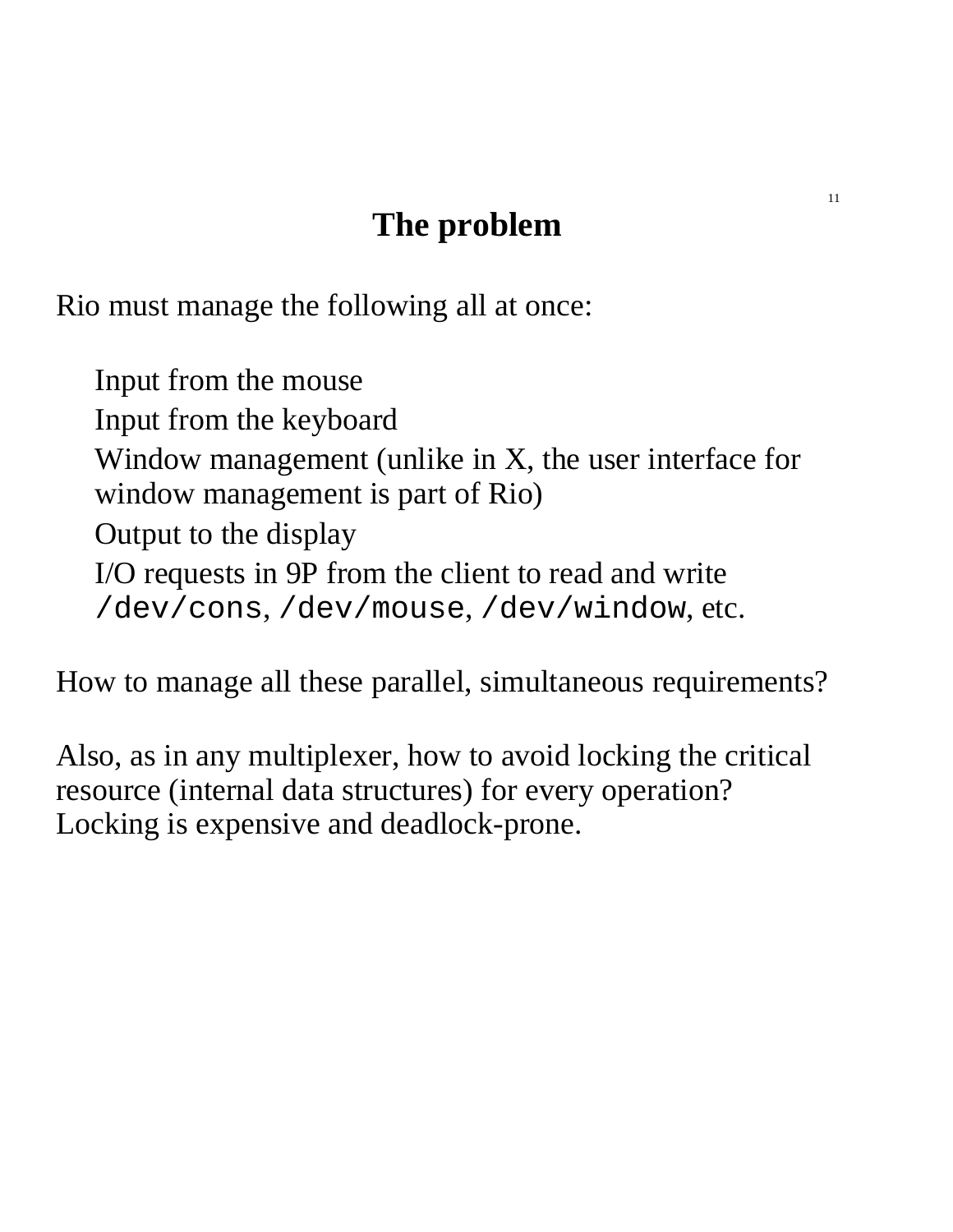# The problem

Rio must manage the following all at once:

- Input from the mouse
- Input from the keyboard
- Window management (unlike in X, the user interface for window management is part of Rio)
- Output to the display
- I/O requests in 9P from the client to read and write `/dev/cons`, `/dev/mouse`, `/dev/window`, etc.

How to manage all these parallel, simultaneous requirements?

Also, as in any multiplexer, how to avoid locking the critical resource (internal data structures) for every operation? Locking is expensive and deadlock-prone.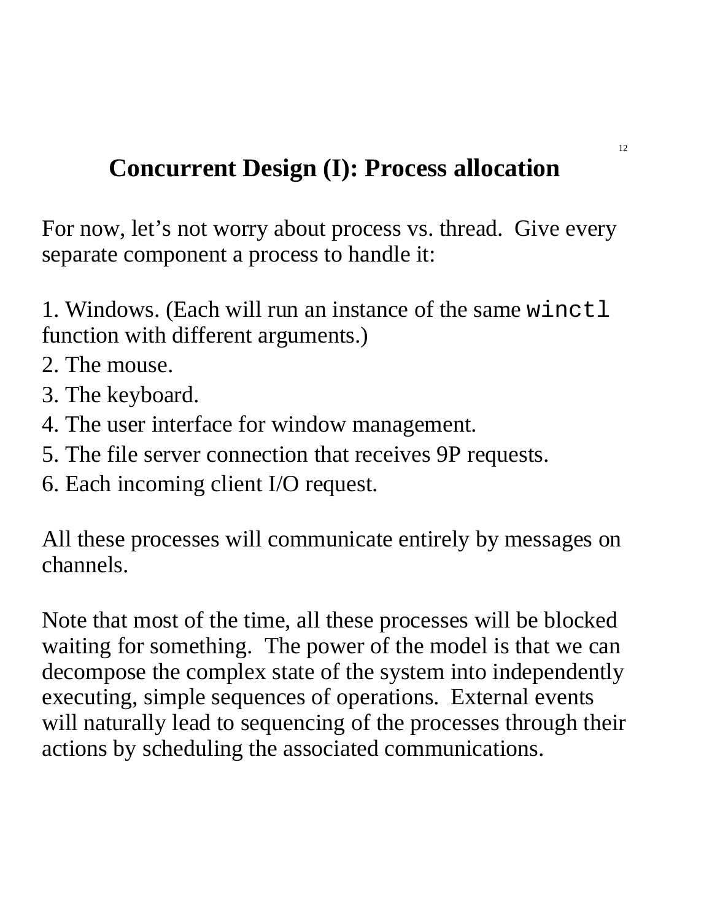## Concurrent Design (I): Process allocation

For now, let's not worry about process vs. thread. Give every separate component a process to handle it:

1. Windows. (Each will run an instance of the same `winctl` function with different arguments.)
2. The mouse.
3. The keyboard.
4. The user interface for window management.
5. The file server connection that receives 9P requests.
6. Each incoming client I/O request.

All these processes will communicate entirely by messages on channels.

Note that most of the time, all these processes will be blocked waiting for something. The power of the model is that we can decompose the complex state of the system into independently executing, simple sequences of operations. External events will naturally lead to sequencing of the processes through their actions by scheduling the associated communications.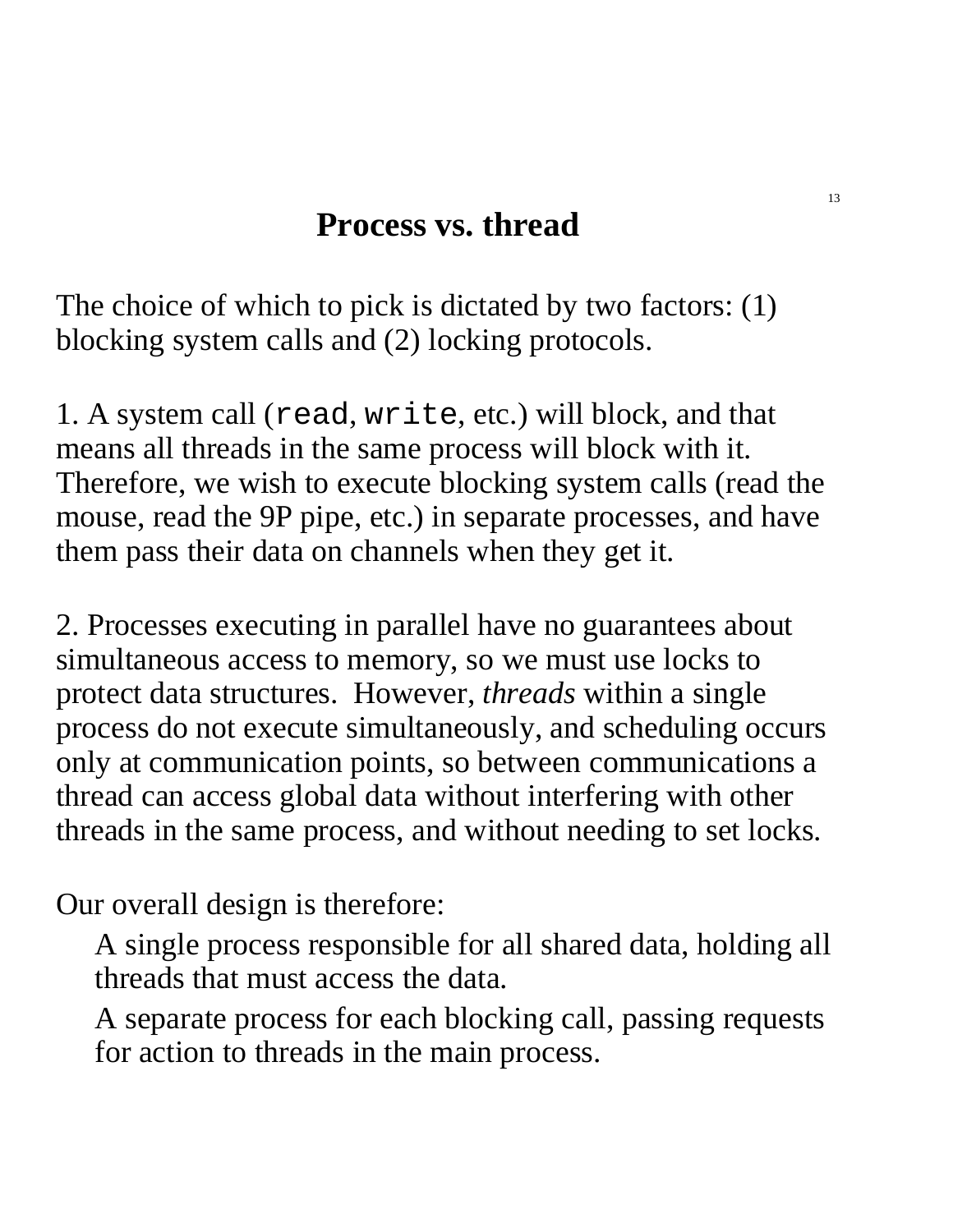# Process vs. thread

The choice of which to pick is dictated by two factors: (1) blocking system calls and (2) locking protocols.

1. A system call (`read`, `write`, etc.) will block, and that means all threads in the same process will block with it. Therefore, we wish to execute blocking system calls (read the mouse, read the 9P pipe, etc.) in separate processes, and have them pass their data on channels when they get it.

2. Processes executing in parallel have no guarantees about simultaneous access to memory, so we must use locks to protect data structures. However, *threads* within a single process do not execute simultaneously, and scheduling occurs only at communication points, so between communications a thread can access global data without interfering with other threads in the same process, and without needing to set locks.

Our overall design is therefore:

A single process responsible for all shared data, holding all threads that must access the data.

A separate process for each blocking call, passing requests for action to threads in the main process.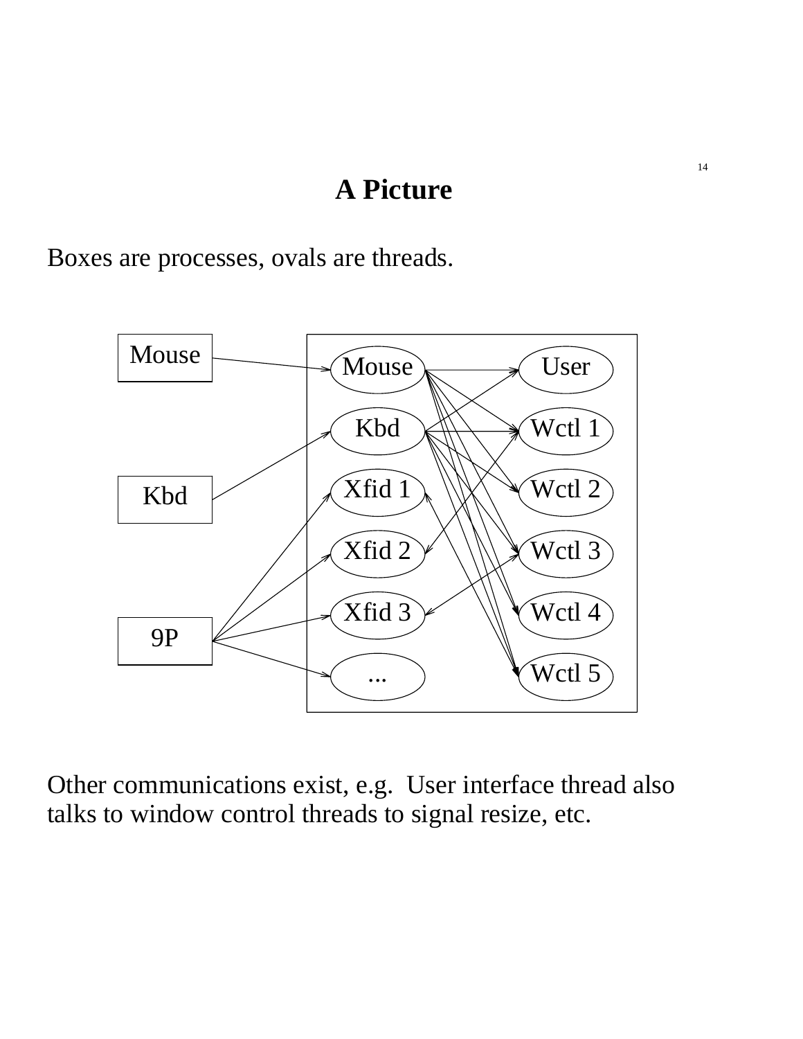# A Picture

Boxes are processes, ovals are threads.

Other communications exist, e.g. User interface thread also talks to window control threads to signal resize, etc.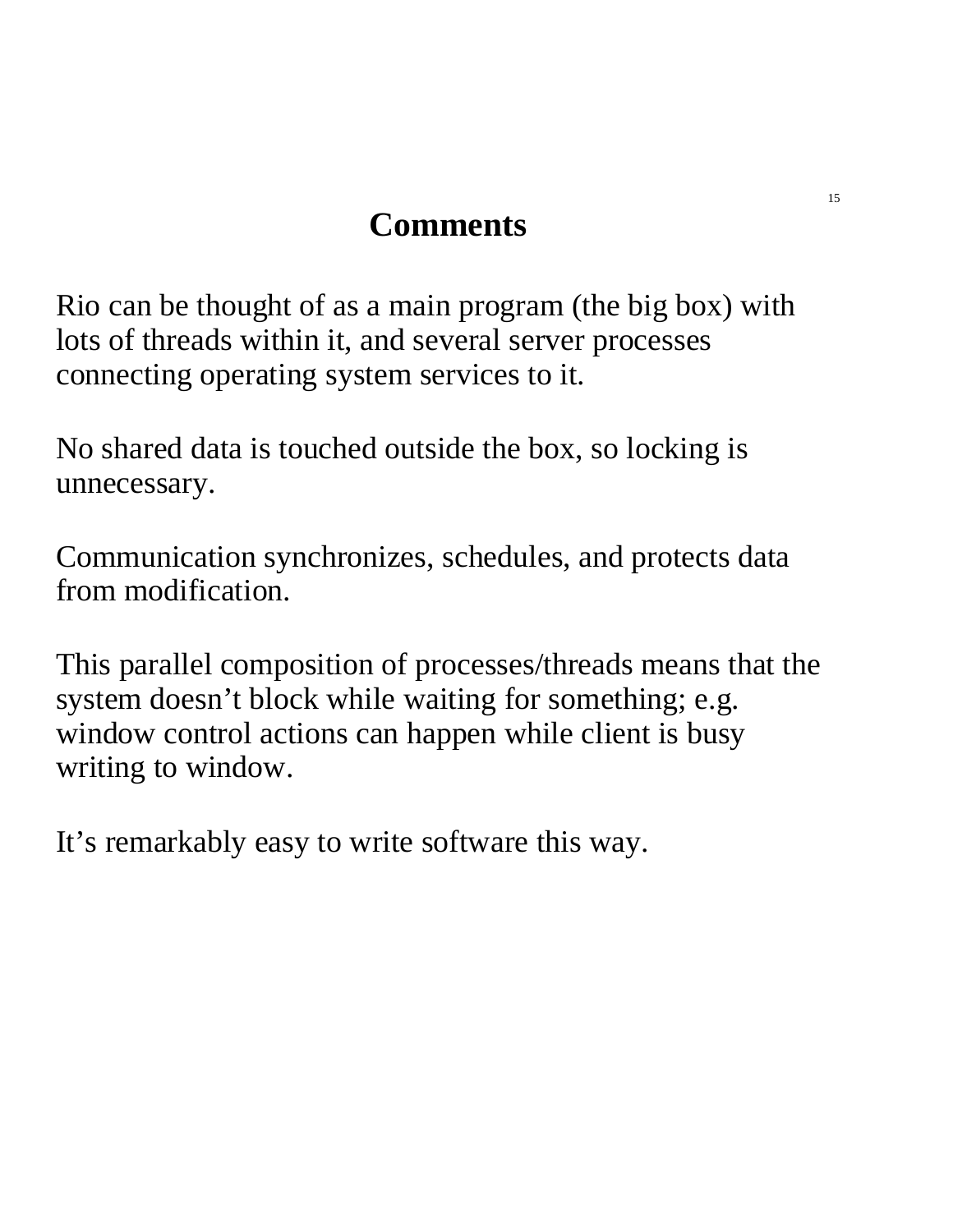# Comments

Rio can be thought of as a main program (the big box) with lots of threads within it, and several server processes connecting operating system services to it.

No shared data is touched outside the box, so locking is unnecessary.

Communication synchronizes, schedules, and protects data from modification.

This parallel composition of processes/threads means that the system doesn't block while waiting for something; e.g. window control actions can happen while client is busy writing to window.

It's remarkably easy to write software this way.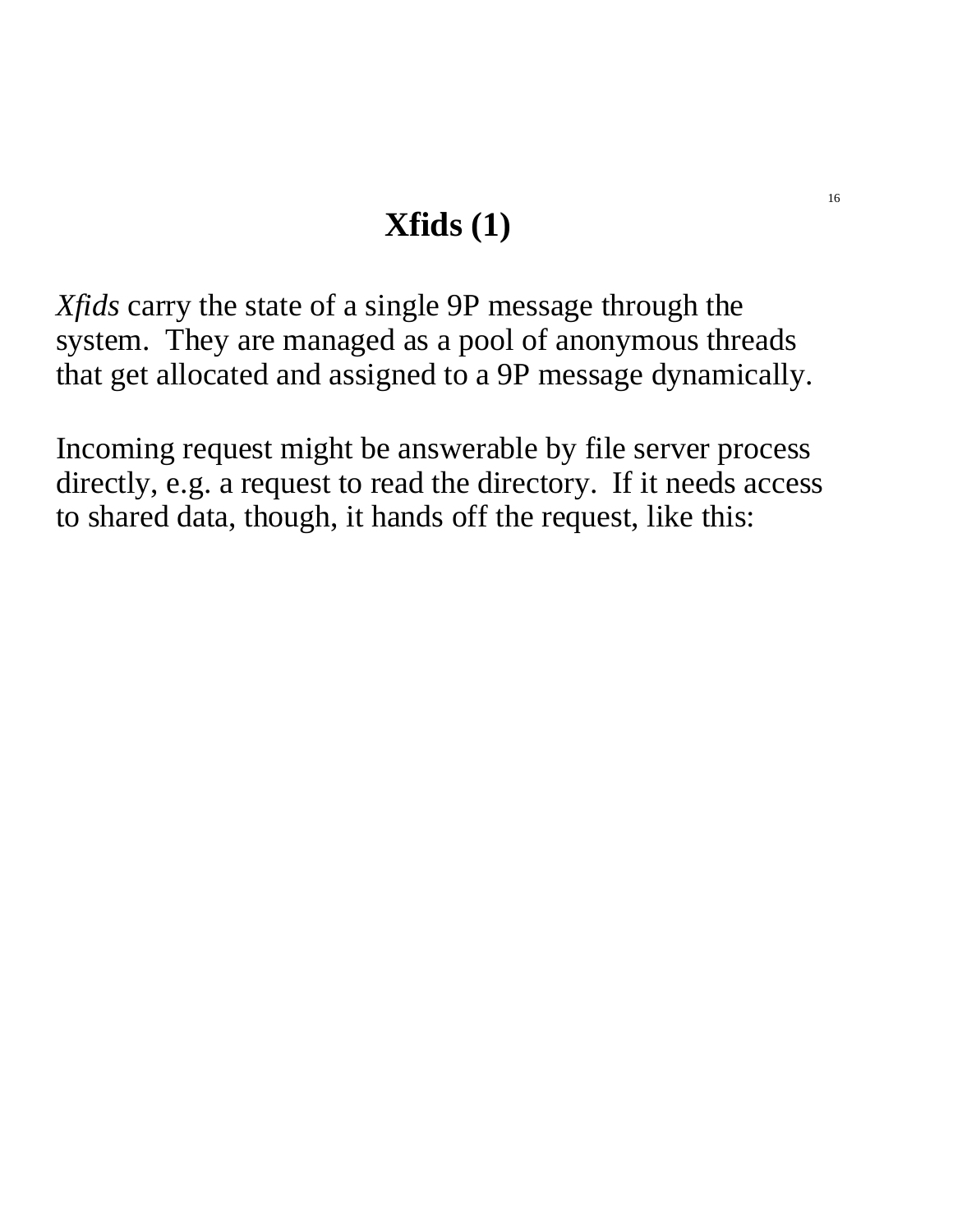# Xfids (1)

*Xfids* carry the state of a single 9P message through the system. They are managed as a pool of anonymous threads that get allocated and assigned to a 9P message dynamically.

Incoming request might be answerable by file server process directly, e.g. a request to read the directory. If it needs access to shared data, though, it hands off the request, like this: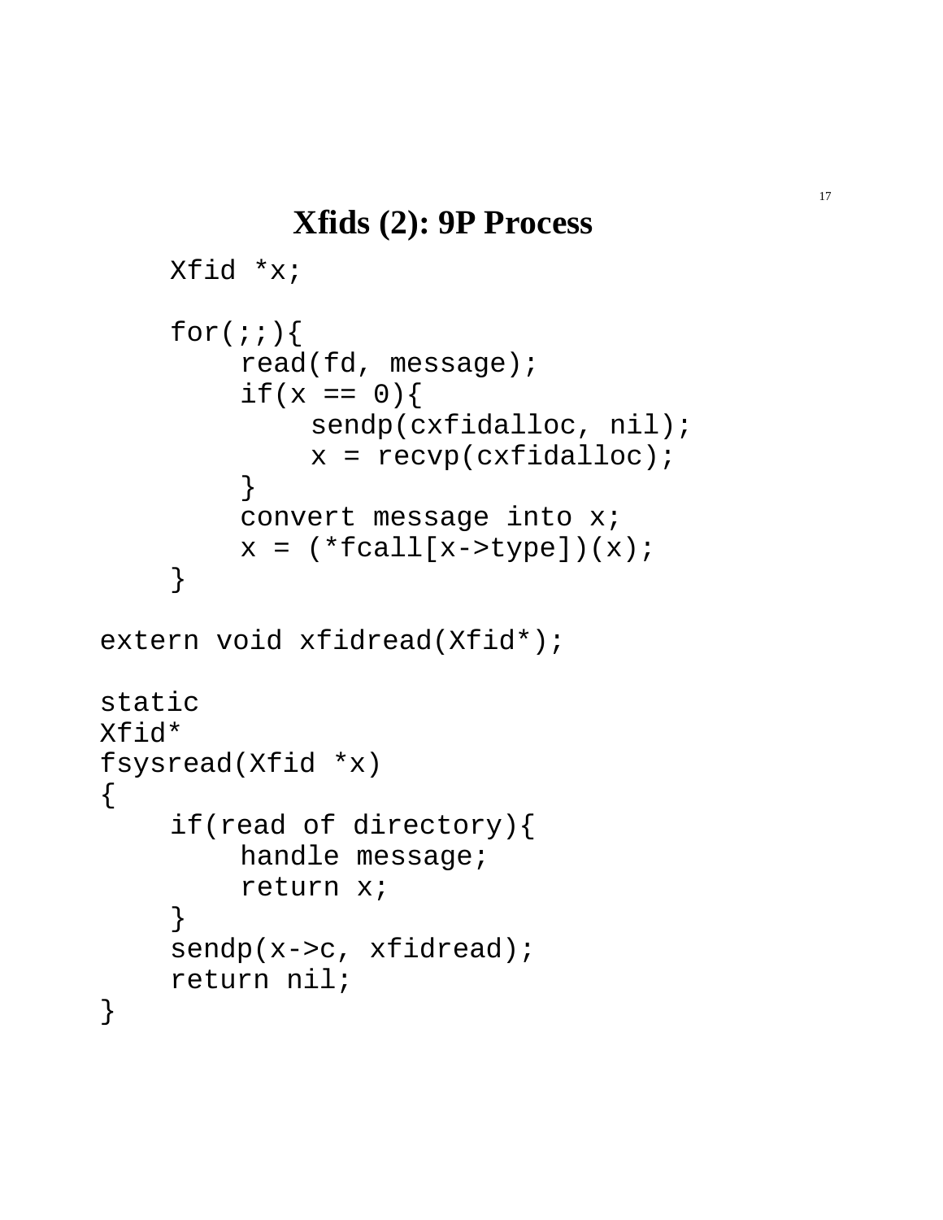# Xfids (2): 9P Process

```
    Xfid *x;

    for(;;){
        read(fd, message);
        if(x == 0){
            sendp(cxfidalloc, nil);
            x = recvp(cxfidalloc);
        }
        convert message into x;
        x = (*fcall[x->type])(x);
    }

extern void xfidread(Xfid*);

static
Xfid*
fsysread(Xfid *x)
{
    if(read of directory){
        handle message;
        return x;
    }
    sendp(x->c, xfidread);
    return nil;
}
```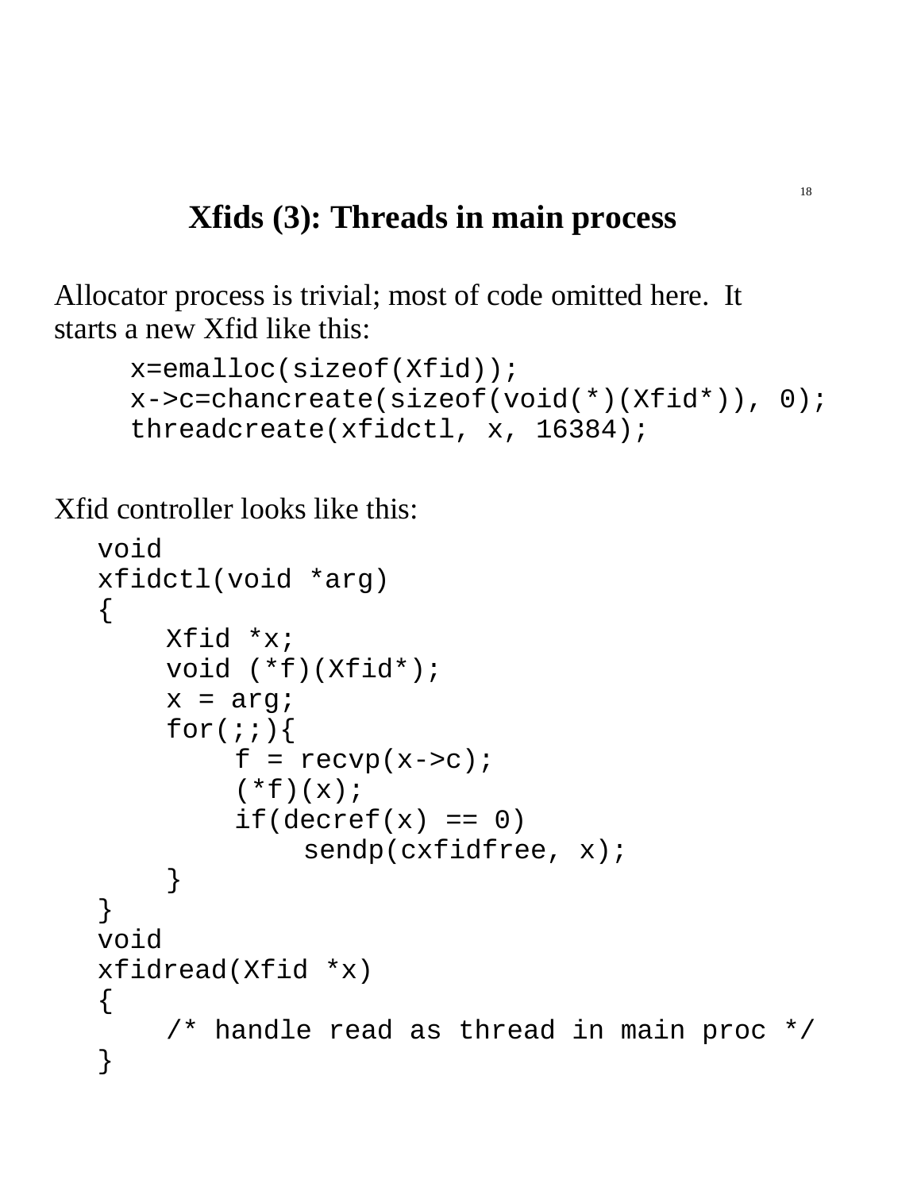## Xfids (3): Threads in main process

Allocator process is trivial; most of code omitted here. It starts a new Xfid like this:

```
x=emalloc(sizeof(Xfid));
x->c=chancreate(sizeof(void(*)(Xfid*)), 0);
threadcreate(xfidctl, x, 16384);
```

Xfid controller looks like this:

```
void
xfidctl(void *arg)
{
    Xfid *x;
    void (*f)(Xfid*);
    x = arg;
    for(;;){
        f = recvp(x->c);
        (*f)(x);
        if(decref(x) == 0)
            sendp(cxfidfree, x);
    }
}
void
xfidread(Xfid *x)
{
    /* handle read as thread in main proc */
}
```